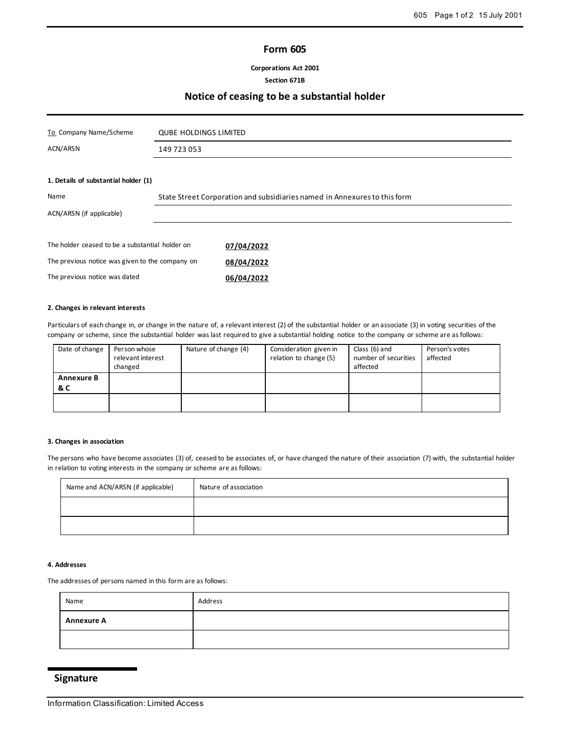# Form 605

**Corporations Act 2001**

**Section 671B**

## Notice of ceasing to be a substantial holder

| To Company Name/Scheme | QUBE HOLDINGS LIMITED |
|---|---|
| ACN/ARSN | 149 723 053 |

**1. Details of substantial holder (1)**

| Name | State Street Corporation and subsidiaries named in Annexures to this form |
|---|---|
| ACN/ARSN (if applicable) | |

| | |
|---|---|
| The holder ceased to be a substantial holder on | **07/04/2022** |
| The previous notice was given to the company on | **08/04/2022** |
| The previous notice was dated | **06/04/2022** |

**2. Changes in relevant interests**

Particulars of each change in, or change in the nature of, a relevant interest (2) of the substantial holder or an associate (3) in voting securities of the company or scheme, since the substantial holder was last required to give a substantial holding notice to the company or scheme are as follows:

| Date of change | Person whose relevant interest changed | Nature of change (4) | Consideration given in relation to change (5) | Class (6) and number of securities affected | Person's votes affected |
|---|---|---|---|---|---|
| **Annexure B & C** | | | | | |
| | | | | | |

**3. Changes in association**

The persons who have become associates (3) of, ceased to be associates of, or have changed the nature of their association (7) with, the substantial holder in relation to voting interests in the company or scheme are as follows:

| Name and ACN/ARSN (if applicable) | Nature of association |
|---|---|
| | |
| | |

**4. Addresses**

The addresses of persons named in this form are as follows:

| Name | Address |
|---|---|
| **Annexure A** | |
| | |

## Signature

Information Classification: Limited Access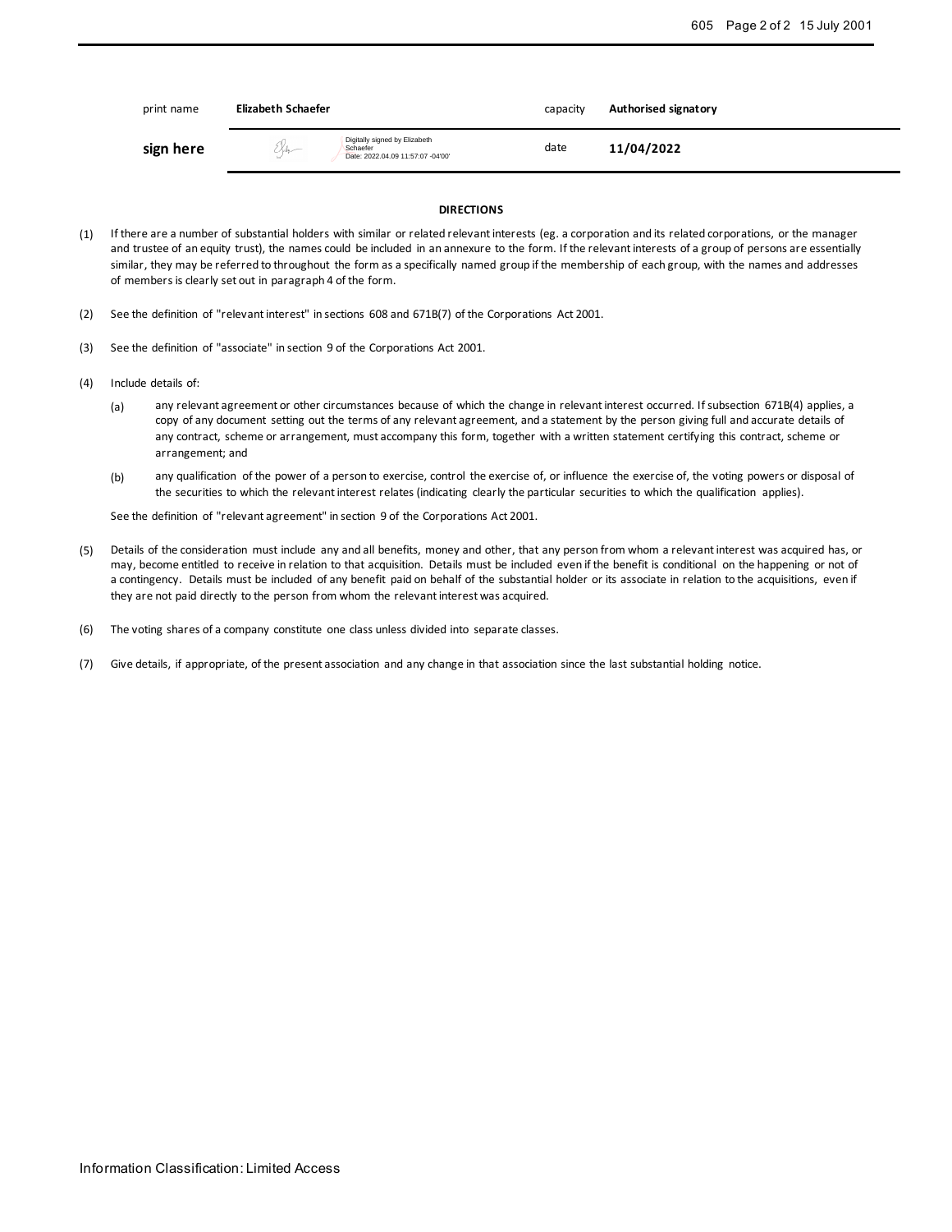| print name | **Elizabeth Schaefer** | capacity | **Authorised signatory** |
| --- | --- | --- | --- |
| **sign here** | Digitally signed by Elizabeth Schaefer Date: 2022.04.09 11:57:07 -04'00' | date | **11/04/2022** |

**DIRECTIONS**

(1) If there are a number of substantial holders with similar or related relevant interests (eg. a corporation and its related corporations, or the manager and trustee of an equity trust), the names could be included in an annexure to the form. If the relevant interests of a group of persons are essentially similar, they may be referred to throughout the form as a specifically named group if the membership of each group, with the names and addresses of members is clearly set out in paragraph 4 of the form.

(2) See the definition of "relevant interest" in sections 608 and 671B(7) of the Corporations Act 2001.

(3) See the definition of "associate" in section 9 of the Corporations Act 2001.

(4) Include details of:

(a) any relevant agreement or other circumstances because of which the change in relevant interest occurred. If subsection 671B(4) applies, a copy of any document setting out the terms of any relevant agreement, and a statement by the person giving full and accurate details of any contract, scheme or arrangement, must accompany this form, together with a written statement certifying this contract, scheme or arrangement; and

(b) any qualification of the power of a person to exercise, control the exercise of, or influence the exercise of, the voting powers or disposal of the securities to which the relevant interest relates (indicating clearly the particular securities to which the qualification applies).

See the definition of "relevant agreement" in section 9 of the Corporations Act 2001.

(5) Details of the consideration must include any and all benefits, money and other, that any person from whom a relevant interest was acquired has, or may, become entitled to receive in relation to that acquisition. Details must be included even if the benefit is conditional on the happening or not of a contingency. Details must be included of any benefit paid on behalf of the substantial holder or its associate in relation to the acquisitions, even if they are not paid directly to the person from whom the relevant interest was acquired.

(6) The voting shares of a company constitute one class unless divided into separate classes.

(7) Give details, if appropriate, of the present association and any change in that association since the last substantial holding notice.

Information Classification: Limited Access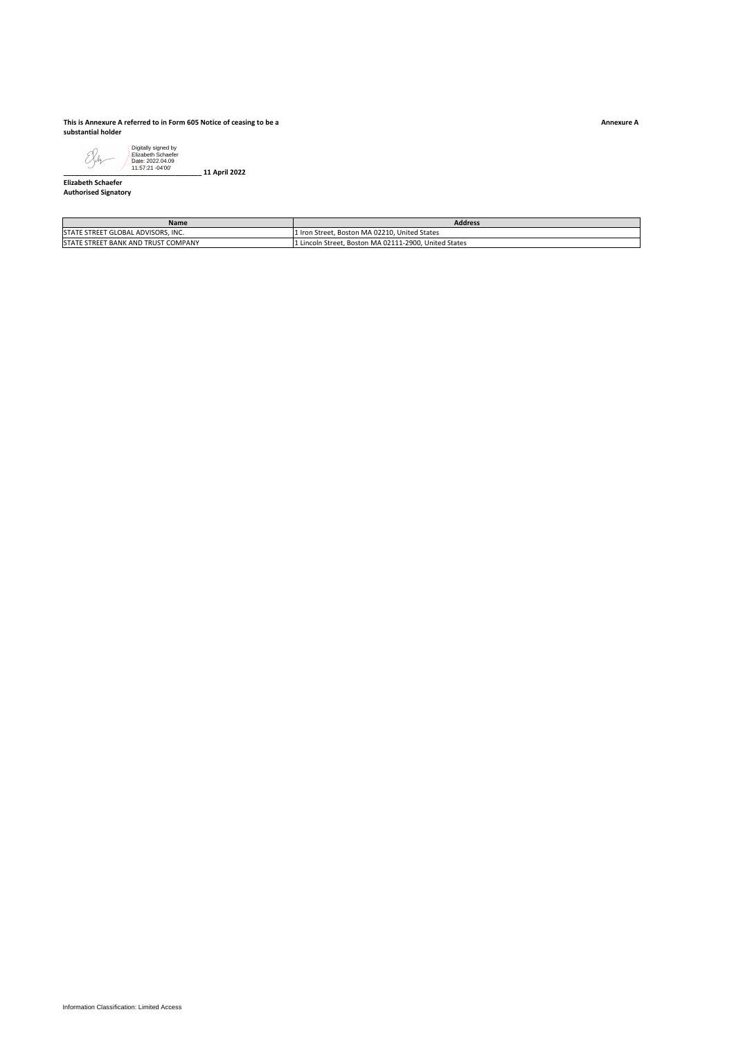**This is Annexure A referred to in Form 605 Notice of ceasing to be a substantial holder**

**Annexure A**

Digitally signed by Elizabeth Schaefer
Date: 2022.04.09 11:57:21 -04'00'

\_\_\_\_\_\_\_\_\_\_\_\_\_\_\_\_\_\_\_\_\_\_\_\_\_\_\_\_\_\_\_\_\_\_ **11 April 2022**

**Elizabeth Schaefer**
**Authorised Signatory**

| Name | Address |
|---|---|
| STATE STREET GLOBAL ADVISORS, INC. | 1 Iron Street, Boston MA 02210, United States |
| STATE STREET BANK AND TRUST COMPANY | 1 Lincoln Street, Boston MA 02111-2900, United States |

Information Classification: Limited Access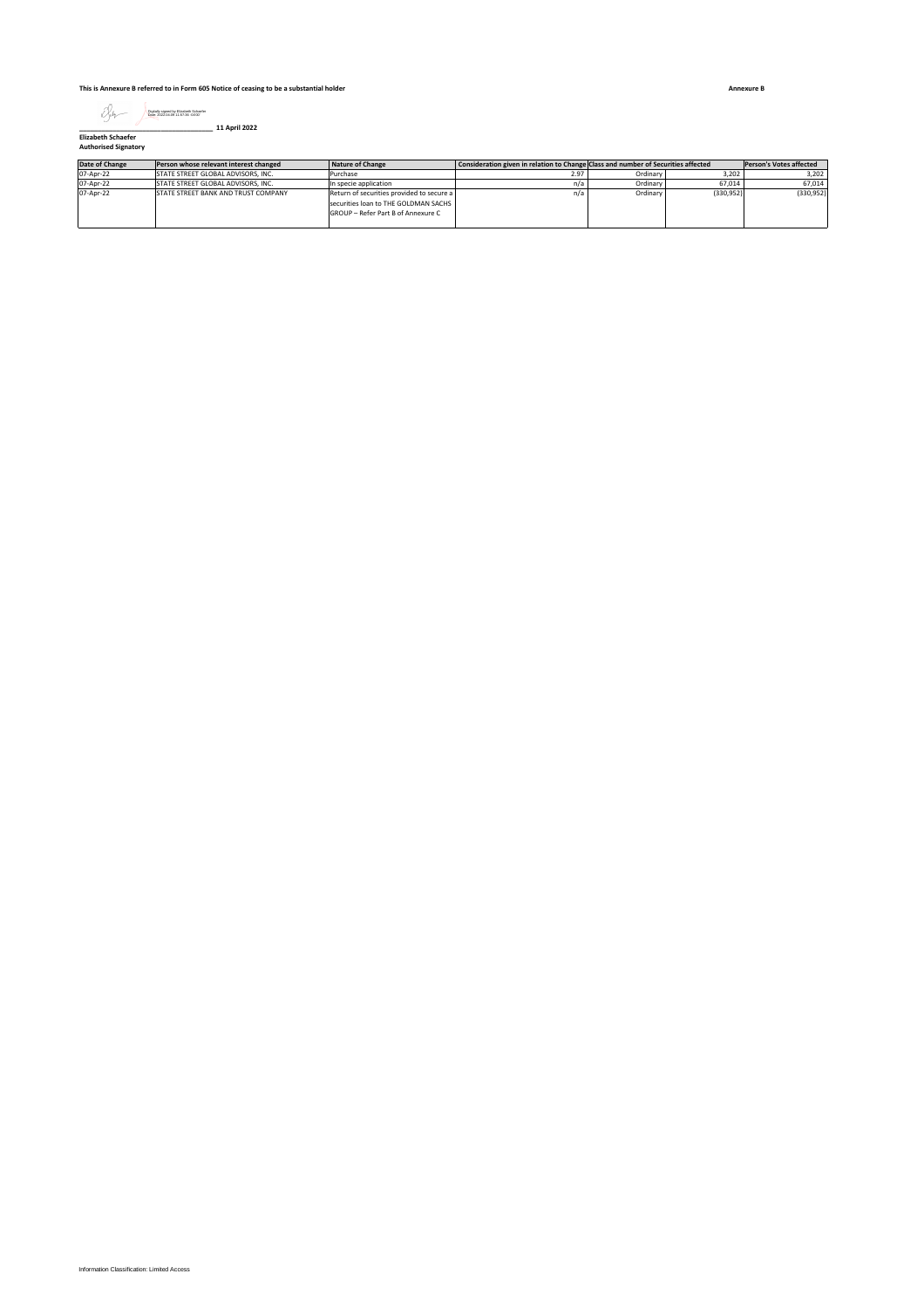**This is Annexure B referred to in Form 605 Notice of ceasing to be a substantial holder**

**Annexure B**

Digitally signed by Elizabeth Schaefer
Date: 2022.04.08 11:57:36 -04'00'

_________________________________ **11 April 2022**

**Elizabeth Schaefer**
**Authorised Signatory**

| Date of Change | Person whose relevant interest changed | Nature of Change | Consideration given in relation to Change | Class and number of Securities affected | | Person's Votes affected |
|---|---|---|---|---|---|---|
| 07-Apr-22 | STATE STREET GLOBAL ADVISORS, INC. | Purchase | 2.97 | Ordinary | 3,202 | 3,202 |
| 07-Apr-22 | STATE STREET GLOBAL ADVISORS, INC. | In specie application | n/a | Ordinary | 67,014 | 67,014 |
| 07-Apr-22 | STATE STREET BANK AND TRUST COMPANY | Return of securities provided to secure a securities loan to THE GOLDMAN SACHS GROUP – Refer Part B of Annexure C | n/a | Ordinary | (330,952) | (330,952) |

Information Classification: Limited Access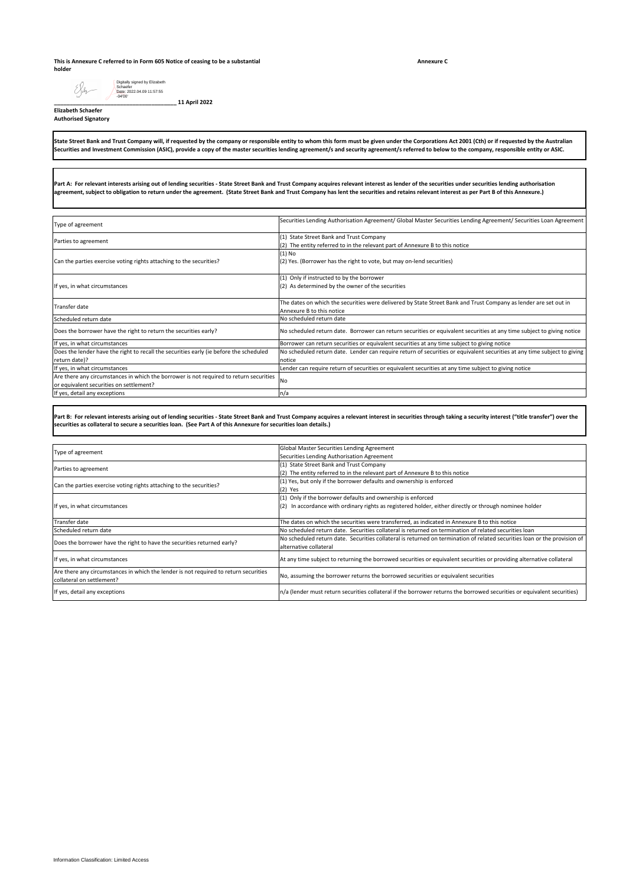**This is Annexure C referred to in Form 605 Notice of ceasing to be a substantial holder**

**Annexure C**

Digitally signed by Elizabeth Schaefer
Date: 2022.04.09 11:57:55 -04'00'

_______________________________________ **11 April 2022**

**Elizabeth Schaefer**
**Authorised Signatory**

**State Street Bank and Trust Company will, if requested by the company or responsible entity to whom this form must be given under the Corporations Act 2001 (Cth) or if requested by the Australian Securities and Investment Commission (ASIC), provide a copy of the master securities lending agreement/s and security agreement/s referred to below to the company, responsible entity or ASIC.**

**Part A: For relevant interests arising out of lending securities - State Street Bank and Trust Company acquires relevant interest as lender of the securities under securities lending authorisation agreement, subject to obligation to return under the agreement. (State Street Bank and Trust Company has lent the securities and retains relevant interest as per Part B of this Annexure.)**

| | |
|---|---|
| Type of agreement | Securities Lending Authorisation Agreement/ Global Master Securities Lending Agreement/ Securities Loan Agreement |
| Parties to agreement | (1) State Street Bank and Trust Company<br>(2) The entity referred to in the relevant part of Annexure B to this notice |
| Can the parties exercise voting rights attaching to the securities? | (1) No<br>(2) Yes. (Borrower has the right to vote, but may on-lend securities) |
| If yes, in what circumstances | (1) Only if instructed to by the borrower<br>(2) As determined by the owner of the securities |
| Transfer date | The dates on which the securities were delivered by State Street Bank and Trust Company as lender are set out in Annexure B to this notice |
| Scheduled return date | No scheduled return date |
| Does the borrower have the right to return the securities early? | No scheduled return date. Borrower can return securities or equivalent securities at any time subject to giving notice |
| If yes, in what circumstances | Borrower can return securities or equivalent securities at any time subject to giving notice |
| Does the lender have the right to recall the securities early (ie before the scheduled return date)? | No scheduled return date. Lender can require return of securities or equivalent securities at any time subject to giving notice |
| If yes, in what circumstances | Lender can require return of securities or equivalent securities at any time subject to giving notice |
| Are there any circumstances in which the borrower is not required to return securities or equivalent securities on settlement? | No |
| If yes, detail any exceptions | n/a |

**Part B: For relevant interests arising out of lending securities - State Street Bank and Trust Company acquires a relevant interest in securities through taking a security interest ("title transfer") over the securities as collateral to secure a securities loan. (See Part A of this Annexure for securities loan details.)**

| | |
|---|---|
| Type of agreement | Global Master Securities Lending Agreement<br>Securities Lending Authorisation Agreement |
| Parties to agreement | (1) State Street Bank and Trust Company<br>(2) The entity referred to in the relevant part of Annexure B to this notice |
| Can the parties exercise voting rights attaching to the securities? | (1) Yes, but only if the borrower defaults and ownership is enforced<br>(2) Yes |
| If yes, in what circumstances | (1) Only if the borrower defaults and ownership is enforced<br>(2) In accordance with ordinary rights as registered holder, either directly or through nominee holder |
| Transfer date | The dates on which the securities were transferred, as indicated in Annexure B to this notice |
| Scheduled return date | No scheduled return date. Securities collateral is returned on termination of related securities loan |
| Does the borrower have the right to have the securities returned early? | No scheduled return date. Securities collateral is returned on termination of related securities loan or the provision of alternative collateral |
| If yes, in what circumstances | At any time subject to returning the borrowed securities or equivalent securities or providing alternative collateral |
| Are there any circumstances in which the lender is not required to return securities collateral on settlement? | No, assuming the borrower returns the borrowed securities or equivalent securities |
| If yes, detail any exceptions | n/a (lender must return securities collateral if the borrower returns the borrowed securities or equivalent securities) |

Information Classification: Limited Access